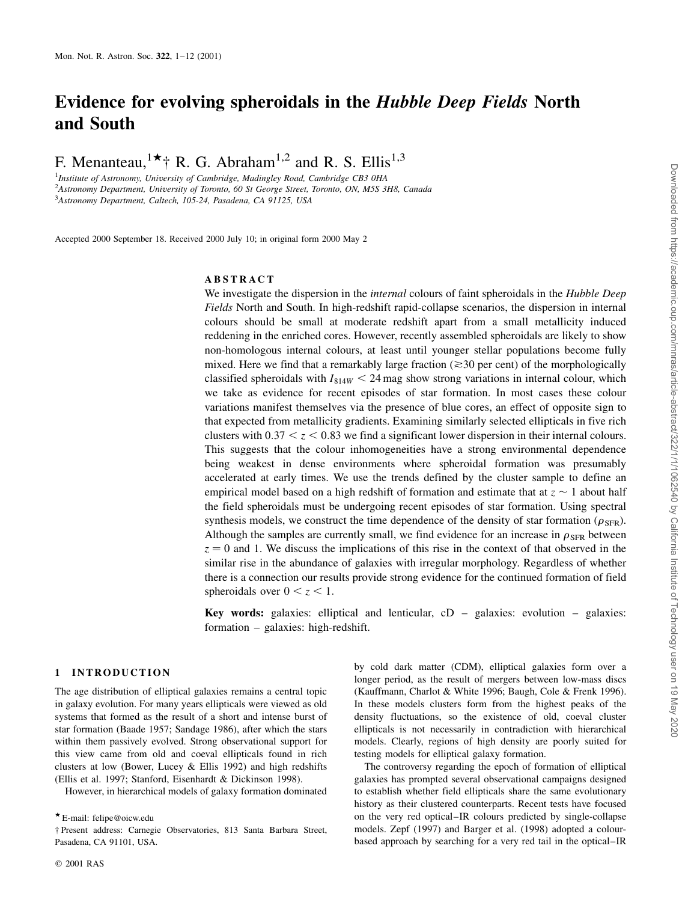# Evidence for evolving spheroidals in the *Hubble Deep Fields* North and South

F. Menanteau,[1★†] R. G. Abraham[1,2] and R. S. Ellis[1,3]

[1]*Institute of Astronomy, University of Cambridge, Madingley Road, Cambridge CB3 0HA*
[2]*Astronomy Department, University of Toronto, 60 St George Street, Toronto, ON, M5S 3H8, Canada*
[3]*Astronomy Department, Caltech, 105-24, Pasadena, CA 91125, USA*

Accepted 2000 September 18. Received 2000 July 10; in original form 2000 May 2

## ABSTRACT

We investigate the dispersion in the *internal* colours of faint spheroidals in the *Hubble Deep Fields* North and South. In high-redshift rapid-collapse scenarios, the dispersion in internal colours should be small at moderate redshift apart from a small metallicity induced reddening in the enriched cores. However, recently assembled spheroidals are likely to show non-homologous internal colours, at least until younger stellar populations become fully mixed. Here we find that a remarkably large fraction ($\gtrsim$30 per cent) of the morphologically classified spheroidals with $I_{814W} < 24$ mag show strong variations in internal colour, which we take as evidence for recent episodes of star formation. In most cases these colour variations manifest themselves via the presence of blue cores, an effect of opposite sign to that expected from metallicity gradients. Examining similarly selected ellipticals in five rich clusters with $0.37 < z < 0.83$ we find a significant lower dispersion in their internal colours. This suggests that the colour inhomogeneities have a strong environmental dependence being weakest in dense environments where spheroidal formation was presumably accelerated at early times. We use the trends defined by the cluster sample to define an empirical model based on a high redshift of formation and estimate that at $z \sim 1$ about half the field spheroidals must be undergoing recent episodes of star formation. Using spectral synthesis models, we construct the time dependence of the density of star formation ($\rho_{\rm SFR}$). Although the samples are currently small, we find evidence for an increase in $\rho_{\rm SFR}$ between $z = 0$ and 1. We discuss the implications of this rise in the context of that observed in the similar rise in the abundance of galaxies with irregular morphology. Regardless of whether there is a connection our results provide strong evidence for the continued formation of field spheroidals over $0 < z < 1$.

**Key words:** galaxies: elliptical and lenticular, cD – galaxies: evolution – galaxies: formation – galaxies: high-redshift.

## 1 INTRODUCTION

The age distribution of elliptical galaxies remains a central topic in galaxy evolution. For many years ellipticals were viewed as old systems that formed as the result of a short and intense burst of star formation (Baade 1957; Sandage 1986), after which the stars within them passively evolved. Strong observational support for this view came from old and coeval ellipticals found in rich clusters at low (Bower, Lucey & Ellis 1992) and high redshifts (Ellis et al. 1997; Stanford, Eisenhardt & Dickinson 1998).

However, in hierarchical models of galaxy formation dominated by cold dark matter (CDM), elliptical galaxies form over a longer period, as the result of mergers between low-mass discs (Kauffmann, Charlot & White 1996; Baugh, Cole & Frenk 1996). In these models clusters form from the highest peaks of the density fluctuations, so the existence of old, coeval cluster ellipticals is not necessarily in contradiction with hierarchical models. Clearly, regions of high density are poorly suited for testing models for elliptical galaxy formation.

The controversy regarding the epoch of formation of elliptical galaxies has prompted several observational campaigns designed to establish whether field ellipticals share the same evolutionary history as their clustered counterparts. Recent tests have focused on the very red optical–IR colours predicted by single-collapse models. Zepf (1997) and Barger et al. (1998) adopted a colour-based approach by searching for a very red tail in the optical–IR

★ E-mail: felipe@oicw.edu

† Present address: Carnegie Observatories, 813 Santa Barbara Street, Pasadena, CA 91101, USA.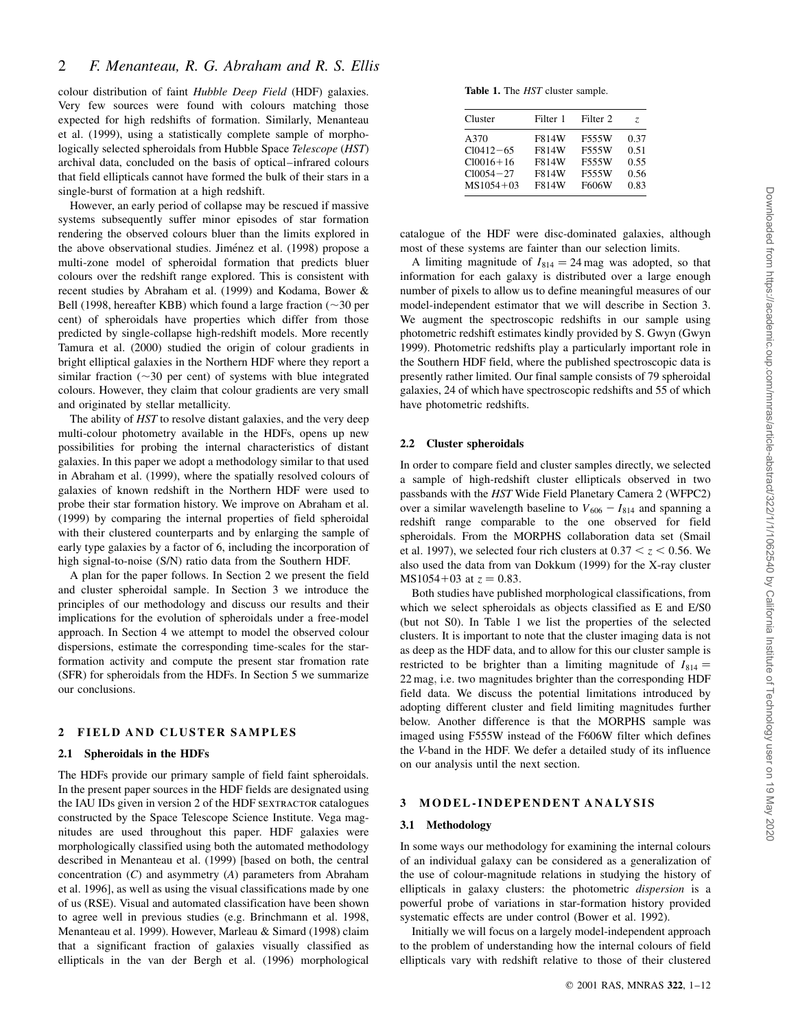colour distribution of faint *Hubble Deep Field* (HDF) galaxies. Very few sources were found with colours matching those expected for high redshifts of formation. Similarly, Menanteau et al. (1999), using a statistically complete sample of morphologically selected spheroidals from Hubble Space *Telescope* (*HST*) archival data, concluded on the basis of optical–infrared colours that field ellipticals cannot have formed the bulk of their stars in a single-burst of formation at a high redshift.

However, an early period of collapse may be rescued if massive systems subsequently suffer minor episodes of star formation rendering the observed colours bluer than the limits explored in the above observational studies. Jiménez et al. (1998) propose a multi-zone model of spheroidal formation that predicts bluer colours over the redshift range explored. This is consistent with recent studies by Abraham et al. (1999) and Kodama, Bower & Bell (1998, hereafter KBB) which found a large fraction (∼30 per cent) of spheroidals have properties which differ from those predicted by single-collapse high-redshift models. More recently Tamura et al. (2000) studied the origin of colour gradients in bright elliptical galaxies in the Northern HDF where they report a similar fraction (∼30 per cent) of systems with blue integrated colours. However, they claim that colour gradients are very small and originated by stellar metallicity.

The ability of *HST* to resolve distant galaxies, and the very deep multi-colour photometry available in the HDFs, opens up new possibilities for probing the internal characteristics of distant galaxies. In this paper we adopt a methodology similar to that used in Abraham et al. (1999), where the spatially resolved colours of galaxies of known redshift in the Northern HDF were used to probe their star formation history. We improve on Abraham et al. (1999) by comparing the internal properties of field spheroidal with their clustered counterparts and by enlarging the sample of early type galaxies by a factor of 6, including the incorporation of high signal-to-noise (S/N) ratio data from the Southern HDF.

A plan for the paper follows. In Section 2 we present the field and cluster spheroidal sample. In Section 3 we introduce the principles of our methodology and discuss our results and their implications for the evolution of spheroidals under a free-model approach. In Section 4 we attempt to model the observed colour dispersions, estimate the corresponding time-scales for the star-formation activity and compute the present star fromation rate (SFR) for spheroidals from the HDFs. In Section 5 we summarize our conclusions.

## 2 FIELD AND CLUSTER SAMPLES

### 2.1 Spheroidals in the HDFs

The HDFs provide our primary sample of field faint spheroidals. In the present paper sources in the HDF fields are designated using the IAU IDs given in version 2 of the HDF SEXTRACTOR catalogues constructed by the Space Telescope Science Institute. Vega magnitudes are used throughout this paper. HDF galaxies were morphologically classified using both the automated methodology described in Menanteau et al. (1999) [based on both, the central concentration (*C*) and asymmetry (*A*) parameters from Abraham et al. 1996], as well as using the visual classifications made by one of us (RSE). Visual and automated classification have been shown to agree well in previous studies (e.g. Brinchmann et al. 1998, Menanteau et al. 1999). However, Marleau & Simard (1998) claim that a significant fraction of galaxies visually classified as ellipticals in the van der Bergh et al. (1996) morphological catalogue of the HDF were disc-dominated galaxies, although most of these systems are fainter than our selection limits.

A limiting magnitude of $I_{814} = 24$ mag was adopted, so that information for each galaxy is distributed over a large enough number of pixels to allow us to define meaningful measures of our model-independent estimator that we will describe in Section 3. We augment the spectroscopic redshifts in our sample using photometric redshift estimates kindly provided by S. Gwyn (Gwyn 1999). Photometric redshifts play a particularly important role in the Southern HDF field, where the published spectroscopic data is presently rather limited. Our final sample consists of 79 spheroidal galaxies, 24 of which have spectroscopic redshifts and 55 of which have photometric redshifts.

**Table 1.** The *HST* cluster sample.

| Cluster | Filter 1 | Filter 2 | *z* |
|---|---|---|---|
| A370 | F814W | F555W | 0.37 |
| Cl0412−65 | F814W | F555W | 0.51 |
| Cl0016+16 | F814W | F555W | 0.55 |
| Cl0054−27 | F814W | F555W | 0.56 |
| MS1054+03 | F814W | F606W | 0.83 |

### 2.2 Cluster spheroidals

In order to compare field and cluster samples directly, we selected a sample of high-redshift cluster ellipticals observed in two passbands with the *HST* Wide Field Planetary Camera 2 (WFPC2) over a similar wavelength baseline to $V_{606} - I_{814}$ and spanning a redshift range comparable to the one observed for field spheroidals. From the MORPHS collaboration data set (Smail et al. 1997), we selected four rich clusters at $0.37 < z < 0.56$. We also used the data from van Dokkum (1999) for the X-ray cluster MS1054+03 at $z = 0.83$.

Both studies have published morphological classifications, from which we select spheroidals as objects classified as E and E/S0 (but not S0). In Table 1 we list the properties of the selected clusters. It is important to note that the cluster imaging data is not as deep as the HDF data, and to allow for this our cluster sample is restricted to be brighter than a limiting magnitude of $I_{814} = 22$ mag, i.e. two magnitudes brighter than the corresponding HDF field data. We discuss the potential limitations introduced by adopting different cluster and field limiting magnitudes further below. Another difference is that the MORPHS sample was imaged using F555W instead of the F606W filter which defines the *V*-band in the HDF. We defer a detailed study of its influence on our analysis until the next section.

## 3 MODEL-INDEPENDENT ANALYSIS

### 3.1 Methodology

In some ways our methodology for examining the internal colours of an individual galaxy can be considered as a generalization of the use of colour-magnitude relations in studying the history of ellipticals in galaxy clusters: the photometric *dispersion* is a powerful probe of variations in star-formation history provided systematic effects are under control (Bower et al. 1992).

Initially we will focus on a largely model-independent approach to the problem of understanding how the internal colours of field ellipticals vary with redshift relative to those of their clustered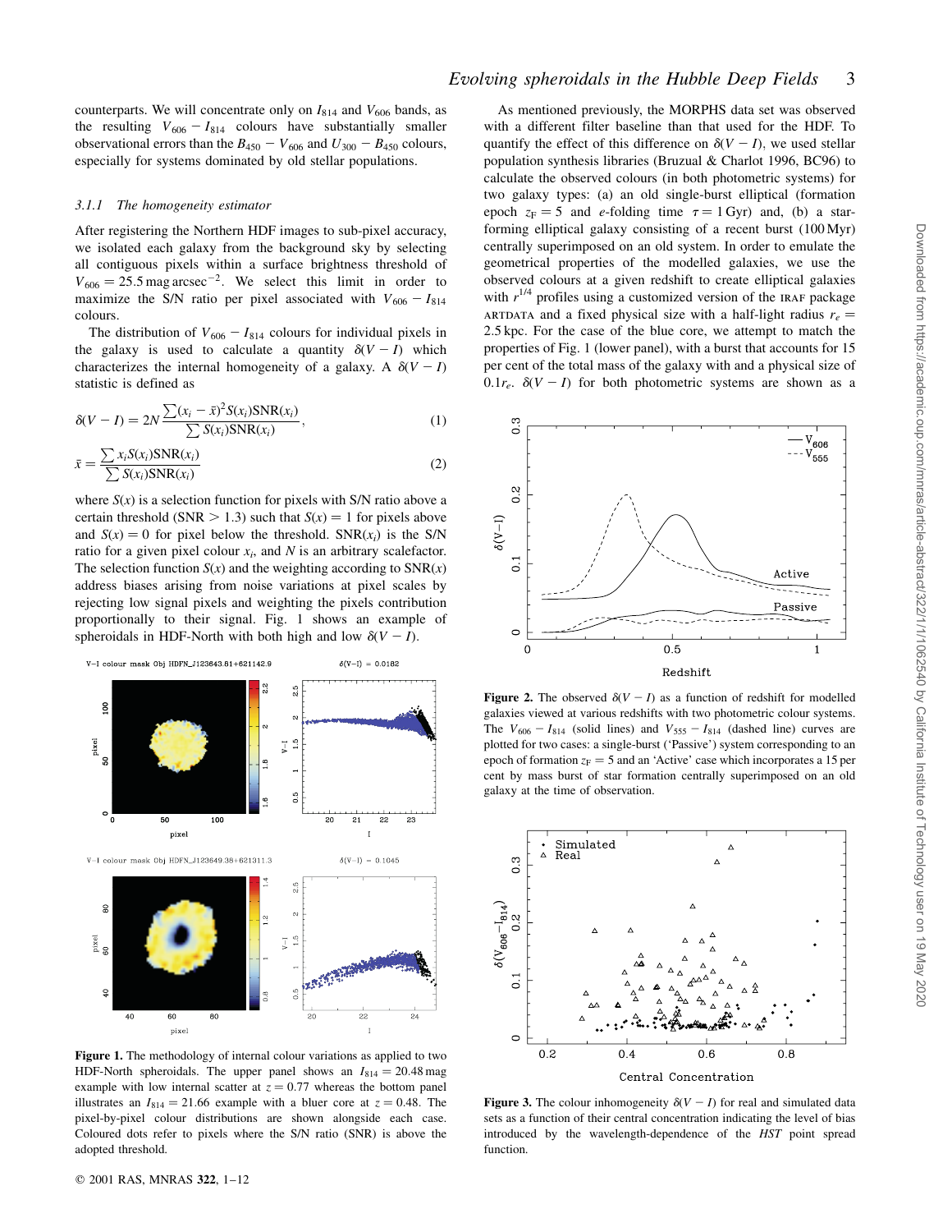counterparts. We will concentrate only on $I_{814}$ and $V_{606}$ bands, as the resulting $V_{606} - I_{814}$ colours have substantially smaller observational errors than the $B_{450} - V_{606}$ and $U_{300} - B_{450}$ colours, especially for systems dominated by old stellar populations.

### 3.1.1 The homogeneity estimator

After registering the Northern HDF images to sub-pixel accuracy, we isolated each galaxy from the background sky by selecting all contiguous pixels within a surface brightness threshold of $V_{606} = 25.5\,\mathrm{mag\,arcsec^{-2}}$. We select this limit in order to maximize the S/N ratio per pixel associated with $V_{606} - I_{814}$ colours.

The distribution of $V_{606} - I_{814}$ colours for individual pixels in the galaxy is used to calculate a quantity $\delta(V - I)$ which characterizes the internal homogeneity of a galaxy. A $\delta(V - I)$ statistic is defined as

$$\delta(V-I) = 2N\frac{\sum (x_i - \bar{x})^2 S(x_i)\mathrm{SNR}(x_i)}{\sum S(x_i)\mathrm{SNR}(x_i)}, \tag{1}$$

$$\bar{x} = \frac{\sum x_i S(x_i)\mathrm{SNR}(x_i)}{\sum S(x_i)\mathrm{SNR}(x_i)} \tag{2}$$

where $S(x)$ is a selection function for pixels with S/N ratio above a certain threshold (SNR > 1.3) such that $S(x) = 1$ for pixels above and $S(x) = 0$ for pixel below the threshold. $\mathrm{SNR}(x_i)$ is the S/N ratio for a given pixel colour $x_i$, and $N$ is an arbitrary scalefactor. The selection function $S(x)$ and the weighting according to $\mathrm{SNR}(x)$ address biases arising from noise variations at pixel scales by rejecting low signal pixels and weighting the pixels contribution proportionally to their signal. Fig. 1 shows an example of spheroidals in HDF-North with both high and low $\delta(V - I)$.

**Figure 1.** The methodology of internal colour variations as applied to two HDF-North spheroidals. The upper panel shows an $I_{814} = 20.48$ mag example with low internal scatter at $z = 0.77$ whereas the bottom panel illustrates an $I_{814} = 21.66$ example with a bluer core at $z = 0.48$. The pixel-by-pixel colour distributions are shown alongside each case. Coloured dots refer to pixels where the S/N ratio (SNR) is above the adopted threshold.

As mentioned previously, the MORPHS data set was observed with a different filter baseline than that used for the HDF. To quantify the effect of this difference on $\delta(V - I)$, we used stellar population synthesis libraries (Bruzual & Charlot 1996, BC96) to calculate the observed colours (in both photometric systems) for two galaxy types: (a) an old single-burst elliptical (formation epoch $z_F = 5$ and $e$-folding time $\tau = 1$ Gyr) and, (b) a star-forming elliptical galaxy consisting of a recent burst (100 Myr) centrally superimposed on an old system. In order to emulate the geometrical properties of the modelled galaxies, we use the observed colours at a given redshift to create elliptical galaxies with $r^{1/4}$ profiles using a customized version of the IRAF package ARTDATA and a fixed physical size with a half-light radius $r_e = 2.5$ kpc. For the case of the blue core, we attempt to match the properties of Fig. 1 (lower panel), with a burst that accounts for 15 per cent of the total mass of the galaxy with and a physical size of $0.1r_e$. $\delta(V - I)$ for both photometric systems are shown as a

**Figure 2.** The observed $\delta(V - I)$ as a function of redshift for modelled galaxies viewed at various redshifts with two photometric colour systems. The $V_{606} - I_{814}$ (solid lines) and $V_{555} - I_{814}$ (dashed line) curves are plotted for two cases: a single-burst ('Passive') system corresponding to an epoch of formation $z_F = 5$ and an 'Active' case which incorporates a 15 per cent by mass burst of star formation centrally superimposed on an old galaxy at the time of observation.

**Figure 3.** The colour inhomogeneity $\delta(V - I)$ for real and simulated data sets as a function of their central concentration indicating the level of bias introduced by the wavelength-dependence of the *HST* point spread function.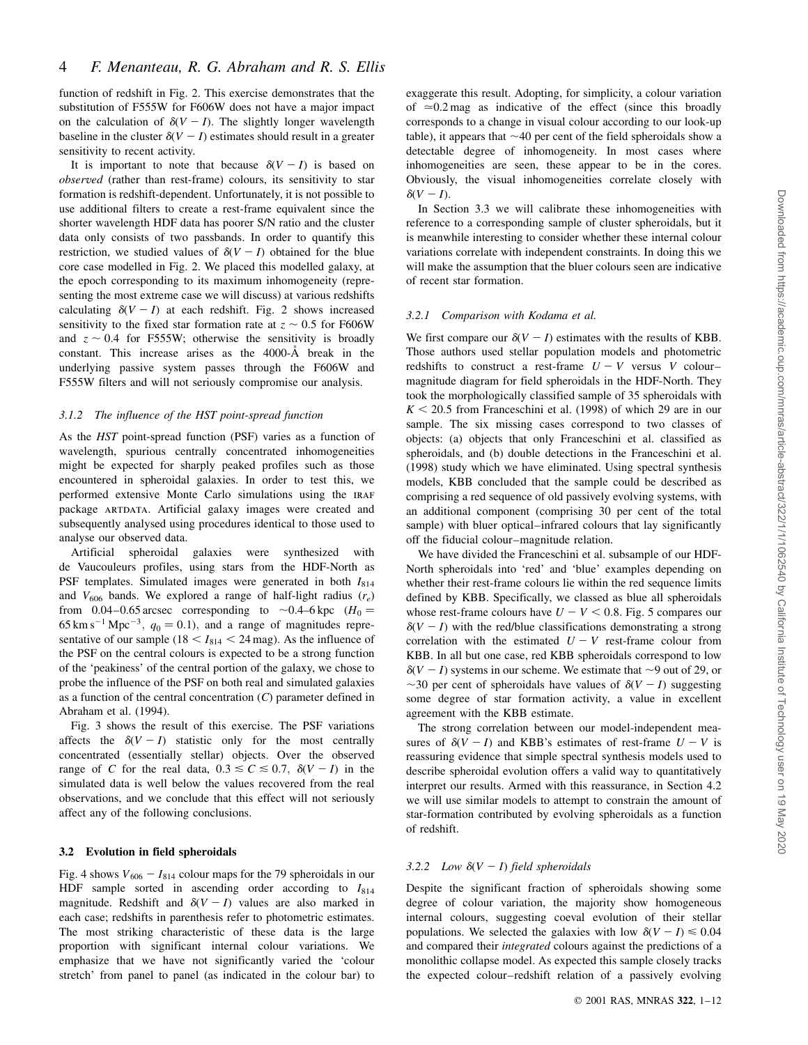function of redshift in Fig. 2. This exercise demonstrates that the substitution of F555W for F606W does not have a major impact on the calculation of $\delta(V-I)$. The slightly longer wavelength baseline in the cluster $\delta(V-I)$ estimates should result in a greater sensitivity to recent activity.

It is important to note that because $\delta(V-I)$ is based on *observed* (rather than rest-frame) colours, its sensitivity to star formation is redshift-dependent. Unfortunately, it is not possible to use additional filters to create a rest-frame equivalent since the shorter wavelength HDF data has poorer S/N ratio and the cluster data only consists of two passbands. In order to quantify this restriction, we studied values of $\delta(V-I)$ obtained for the blue core case modelled in Fig. 2. We placed this modelled galaxy, at the epoch corresponding to its maximum inhomogeneity (representing the most extreme case we will discuss) at various redshifts calculating $\delta(V-I)$ at each redshift. Fig. 2 shows increased sensitivity to the fixed star formation rate at $z \sim 0.5$ for F606W and $z \sim 0.4$ for F555W; otherwise the sensitivity is broadly constant. This increase arises as the 4000-Å break in the underlying passive system passes through the F606W and F555W filters and will not seriously compromise our analysis.

### 3.1.2 The influence of the HST point-spread function

As the *HST* point-spread function (PSF) varies as a function of wavelength, spurious centrally concentrated inhomogeneities might be expected for sharply peaked profiles such as those encountered in spheroidal galaxies. In order to test this, we performed extensive Monte Carlo simulations using the IRAF package ARTDATA. Artificial galaxy images were created and subsequently analysed using procedures identical to those used to analyse our observed data.

Artificial spheroidal galaxies were synthesized with de Vaucouleurs profiles, using stars from the HDF-North as PSF templates. Simulated images were generated in both $I_{814}$ and $V_{606}$ bands. We explored a range of half-light radius ($r_e$) from 0.04–0.65 arcsec corresponding to $\sim$0.4–6 kpc ($H_0 = 65\,\mathrm{km\,s^{-1}\,Mpc^{-3}}$, $q_0 = 0.1$), and a range of magnitudes representative of our sample ($18 < I_{814} < 24$ mag). As the influence of the PSF on the central colours is expected to be a strong function of the 'peakiness' of the central portion of the galaxy, we chose to probe the influence of the PSF on both real and simulated galaxies as a function of the central concentration ($C$) parameter defined in Abraham et al. (1994).

Fig. 3 shows the result of this exercise. The PSF variations affects the $\delta(V-I)$ statistic only for the most centrally concentrated (essentially stellar) objects. Over the observed range of $C$ for the real data, $0.3 \lesssim C \lesssim 0.7$, $\delta(V-I)$ in the simulated data is well below the values recovered from the real observations, and we conclude that this effect will not seriously affect any of the following conclusions.

## 3.2 Evolution in field spheroidals

Fig. 4 shows $V_{606} - I_{814}$ colour maps for the 79 spheroidals in our HDF sample sorted in ascending order according to $I_{814}$ magnitude. Redshift and $\delta(V-I)$ values are also marked in each case; redshifts in parenthesis refer to photometric estimates. The most striking characteristic of these data is the large proportion with significant internal colour variations. We emphasize that we have not significantly varied the 'colour stretch' from panel to panel (as indicated in the colour bar) to exaggerate this result. Adopting, for simplicity, a colour variation of $\simeq$0.2 mag as indicative of the effect (since this broadly corresponds to a change in visual colour according to our look-up table), it appears that $\sim$40 per cent of the field spheroidals show a detectable degree of inhomogeneity. In most cases where inhomogeneities are seen, these appear to be in the cores. Obviously, the visual inhomogeneities correlate closely with $\delta(V-I)$.

In Section 3.3 we will calibrate these inhomogeneities with reference to a corresponding sample of cluster spheroidals, but it is meanwhile interesting to consider whether these internal colour variations correlate with independent constraints. In doing this we will make the assumption that the bluer colours seen are indicative of recent star formation.

### 3.2.1 Comparison with Kodama et al.

We first compare our $\delta(V-I)$ estimates with the results of KBB. Those authors used stellar population models and photometric redshifts to construct a rest-frame $U-V$ versus $V$ colour–magnitude diagram for field spheroidals in the HDF-North. They took the morphologically classified sample of 35 spheroidals with $K < 20.5$ from Franceschini et al. (1998) of which 29 are in our sample. The six missing cases correspond to two classes of objects: (a) objects that only Franceschini et al. classified as spheroidals, and (b) double detections in the Franceschini et al. (1998) study which we have eliminated. Using spectral synthesis models, KBB concluded that the sample could be described as comprising a red sequence of old passively evolving systems, with an additional component (comprising 30 per cent of the total sample) with bluer optical–infrared colours that lay significantly off the fiducial colour–magnitude relation.

We have divided the Franceschini et al. subsample of our HDF-North spheroidals into 'red' and 'blue' examples depending on whether their rest-frame colours lie within the red sequence limits defined by KBB. Specifically, we classed as blue all spheroidals whose rest-frame colours have $U-V < 0.8$. Fig. 5 compares our $\delta(V-I)$ with the red/blue classifications demonstrating a strong correlation with the estimated $U-V$ rest-frame colour from KBB. In all but one case, red KBB spheroidals correspond to low $\delta(V-I)$ systems in our scheme. We estimate that $\sim$9 out of 29, or $\sim$30 per cent of spheroidals have values of $\delta(V-I)$ suggesting some degree of star formation activity, a value in excellent agreement with the KBB estimate.

The strong correlation between our model-independent measures of $\delta(V-I)$ and KBB's estimates of rest-frame $U-V$ is reassuring evidence that simple spectral synthesis models used to describe spheroidal evolution offers a valid way to quantitatively interpret our results. Armed with this reassurance, in Section 4.2 we will use similar models to attempt to constrain the amount of star-formation contributed by evolving spheroidals as a function of redshift.

### 3.2.2 Low $\delta(V-I)$ field spheroidals

Despite the significant fraction of spheroidals showing some degree of colour variation, the majority show homogeneous internal colours, suggesting coeval evolution of their stellar populations. We selected the galaxies with low $\delta(V-I) \leqslant 0.04$ and compared their *integrated* colours against the predictions of a monolithic collapse model. As expected this sample closely tracks the expected colour–redshift relation of a passively evolving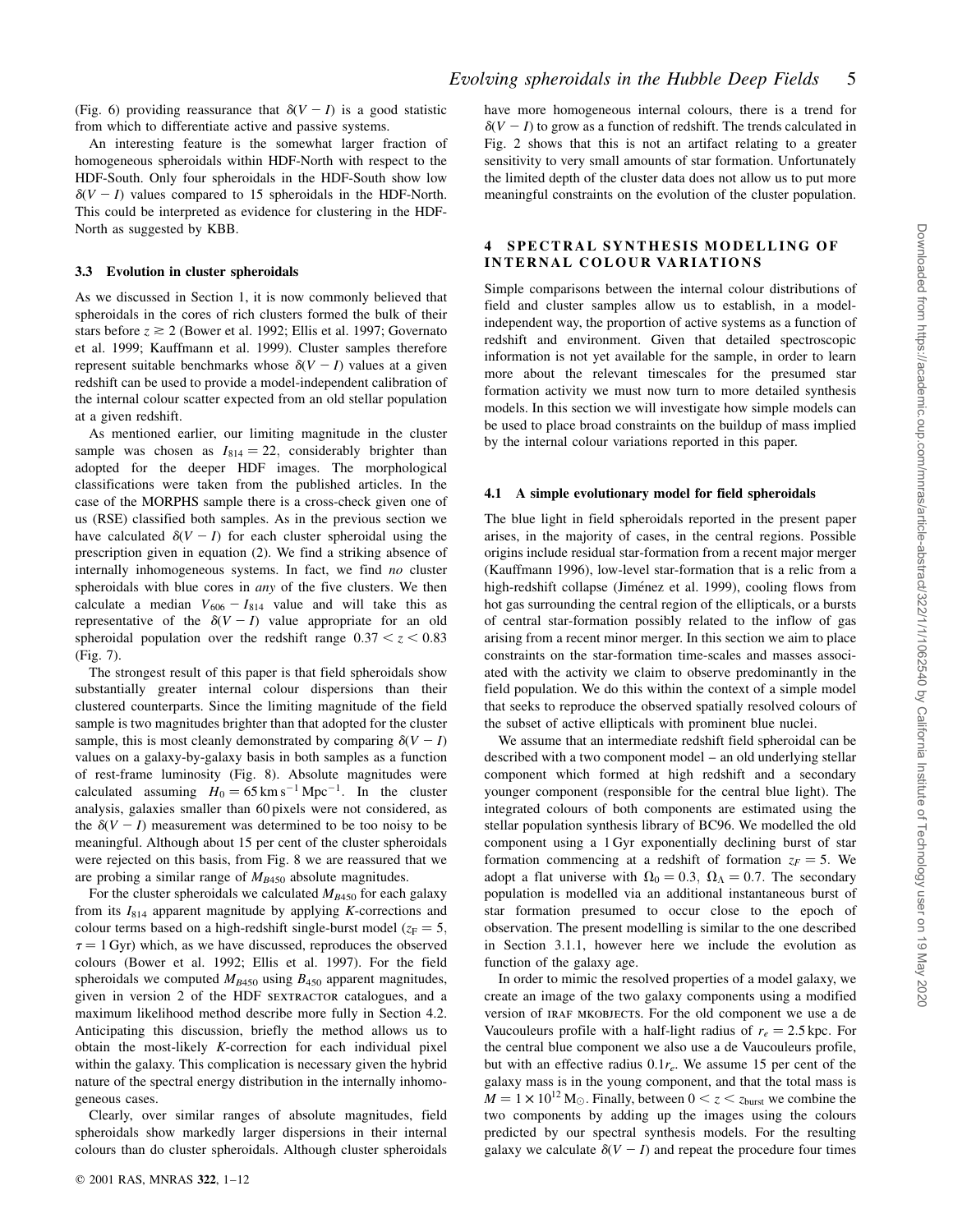(Fig. 6) providing reassurance that $\delta(V-I)$ is a good statistic from which to differentiate active and passive systems.

An interesting feature is the somewhat larger fraction of homogeneous spheroidals within HDF-North with respect to the HDF-South. Only four spheroidals in the HDF-South show low $\delta(V-I)$ values compared to 15 spheroidals in the HDF-North. This could be interpreted as evidence for clustering in the HDF-North as suggested by KBB.

### 3.3 Evolution in cluster spheroidals

As we discussed in Section 1, it is now commonly believed that spheroidals in the cores of rich clusters formed the bulk of their stars before $z \gtrsim 2$ (Bower et al. 1992; Ellis et al. 1997; Governato et al. 1999; Kauffmann et al. 1999). Cluster samples therefore represent suitable benchmarks whose $\delta(V-I)$ values at a given redshift can be used to provide a model-independent calibration of the internal colour scatter expected from an old stellar population at a given redshift.

As mentioned earlier, our limiting magnitude in the cluster sample was chosen as $I_{814} = 22$, considerably brighter than adopted for the deeper HDF images. The morphological classifications were taken from the published articles. In the case of the MORPHS sample there is a cross-check given one of us (RSE) classified both samples. As in the previous section we have calculated $\delta(V-I)$ for each cluster spheroidal using the prescription given in equation (2). We find a striking absence of internally inhomogeneous systems. In fact, we find *no* cluster spheroidals with blue cores in *any* of the five clusters. We then calculate a median $V_{606} - I_{814}$ value and will take this as representative of the $\delta(V-I)$ value appropriate for an old spheroidal population over the redshift range $0.37 < z < 0.83$ (Fig. 7).

The strongest result of this paper is that field spheroidals show substantially greater internal colour dispersions than their clustered counterparts. Since the limiting magnitude of the field sample is two magnitudes brighter than that adopted for the cluster sample, this is most cleanly demonstrated by comparing $\delta(V-I)$ values on a galaxy-by-galaxy basis in both samples as a function of rest-frame luminosity (Fig. 8). Absolute magnitudes were calculated assuming $H_0 = 65\,\mathrm{km\,s^{-1}\,Mpc^{-1}}$. In the cluster analysis, galaxies smaller than 60 pixels were not considered, as the $\delta(V-I)$ measurement was determined to be too noisy to be meaningful. Although about 15 per cent of the cluster spheroidals were rejected on this basis, from Fig. 8 we are reassured that we are probing a similar range of $M_{B450}$ absolute magnitudes.

For the cluster spheroidals we calculated $M_{B450}$ for each galaxy from its $I_{814}$ apparent magnitude by applying $K$-corrections and colour terms based on a high-redshift single-burst model ($z_F = 5$, $\tau = 1$ Gyr) which, as we have discussed, reproduces the observed colours (Bower et al. 1992; Ellis et al. 1997). For the field spheroidals we computed $M_{B450}$ using $B_{450}$ apparent magnitudes, given in version 2 of the HDF SEXTRACTOR catalogues, and a maximum likelihood method describe more fully in Section 4.2. Anticipating this discussion, briefly the method allows us to obtain the most-likely $K$-correction for each individual pixel within the galaxy. This complication is necessary given the hybrid nature of the spectral energy distribution in the internally inhomogeneous cases.

Clearly, over similar ranges of absolute magnitudes, field spheroidals show markedly larger dispersions in their internal colours than do cluster spheroidals. Although cluster spheroidals have more homogeneous internal colours, there is a trend for $\delta(V-I)$ to grow as a function of redshift. The trends calculated in Fig. 2 shows that this is not an artifact relating to a greater sensitivity to very small amounts of star formation. Unfortunately the limited depth of the cluster data does not allow us to put more meaningful constraints on the evolution of the cluster population.

## 4 SPECTRAL SYNTHESIS MODELLING OF INTERNAL COLOUR VARIATIONS

Simple comparisons between the internal colour distributions of field and cluster samples allow us to establish, in a model-independent way, the proportion of active systems as a function of redshift and environment. Given that detailed spectroscopic information is not yet available for the sample, in order to learn more about the relevant timescales for the presumed star formation activity we must now turn to more detailed synthesis models. In this section we will investigate how simple models can be used to place broad constraints on the buildup of mass implied by the internal colour variations reported in this paper.

### 4.1 A simple evolutionary model for field spheroidals

The blue light in field spheroidals reported in the present paper arises, in the majority of cases, in the central regions. Possible origins include residual star-formation from a recent major merger (Kauffmann 1996), low-level star-formation that is a relic from a high-redshift collapse (Jiménez et al. 1999), cooling flows from hot gas surrounding the central region of the ellipticals, or a bursts of central star-formation possibly related to the inflow of gas arising from a recent minor merger. In this section we aim to place constraints on the star-formation time-scales and masses associated with the activity we claim to observe predominantly in the field population. We do this within the context of a simple model that seeks to reproduce the observed spatially resolved colours of the subset of active ellipticals with prominent blue nuclei.

We assume that an intermediate redshift field spheroidal can be described with a two component model – an old underlying stellar component which formed at high redshift and a secondary younger component (responsible for the central blue light). The integrated colours of both components are estimated using the stellar population synthesis library of BC96. We modelled the old component using a 1 Gyr exponentially declining burst of star formation commencing at a redshift of formation $z_F = 5$. We adopt a flat universe with $\Omega_0 = 0.3$, $\Omega_\Lambda = 0.7$. The secondary population is modelled via an additional instantaneous burst of star formation presumed to occur close to the epoch of observation. The present modelling is similar to the one described in Section 3.1.1, however here we include the evolution as function of the galaxy age.

In order to mimic the resolved properties of a model galaxy, we create an image of the two galaxy components using a modified version of IRAF MKOBJECTS. For the old component we use a de Vaucouleurs profile with a half-light radius of $r_e = 2.5$ kpc. For the central blue component we also use a de Vaucouleurs profile, but with an effective radius $0.1 r_e$. We assume 15 per cent of the galaxy mass is in the young component, and that the total mass is $M = 1 \times 10^{12}\,\mathrm{M_\odot}$. Finally, between $0 < z < z_{\mathrm{burst}}$ we combine the two components by adding up the images using the colours predicted by our spectral synthesis models. For the resulting galaxy we calculate $\delta(V-I)$ and repeat the procedure four times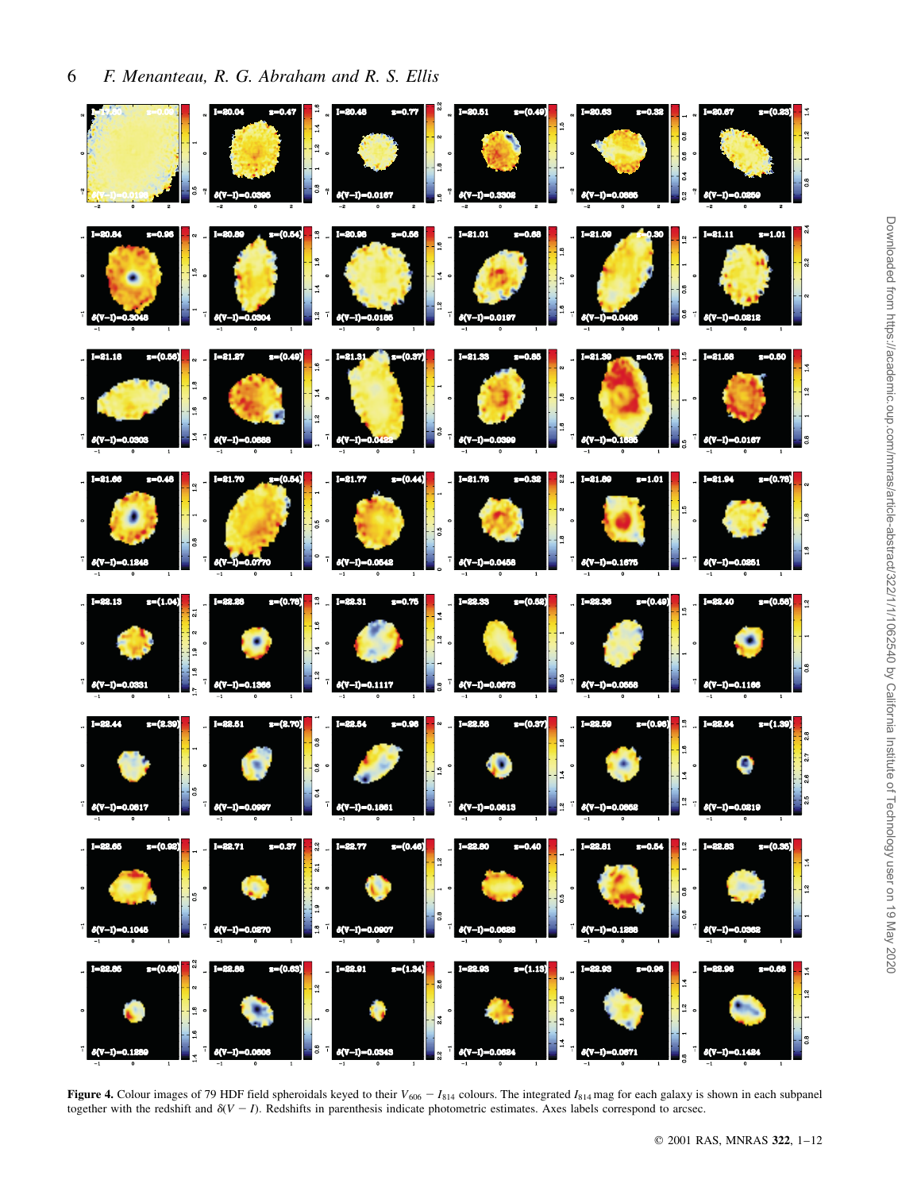**Figure 4.** Colour images of 79 HDF field spheroidals keyed to their $V_{606} - I_{814}$ colours. The integrated $I_{814}$ mag for each galaxy is shown in each subpanel together with the redshift and $\delta(V - I)$. Redshifts in parenthesis indicate photometric estimates. Axes labels correspond to arcsec.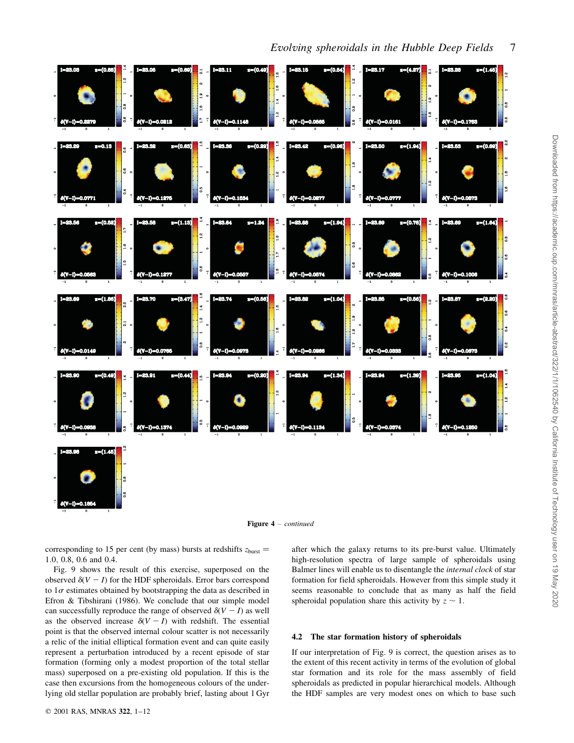**Figure 4** – *continued*

corresponding to 15 per cent (by mass) bursts at redshifts $z_{\mathrm{burst}} = 1.0$, 0.8, 0.6 and 0.4.

Fig. 9 shows the result of this exercise, superposed on the observed $\delta(V-I)$ for the HDF spheroidals. Error bars correspond to $1\sigma$ estimates obtained by bootstrapping the data as described in Efron & Tibshirani (1986). We conclude that our simple model can successfully reproduce the range of observed $\delta(V-I)$ as well as the observed increase $\delta(V-I)$ with redshift. The essential point is that the observed internal colour scatter is not necessarily a relic of the initial elliptical formation event and can quite easily represent a perturbation introduced by a recent episode of star formation (forming only a modest proportion of the total stellar mass) superposed on a pre-existing old population. If this is the case then excursions from the homogeneous colours of the underlying old stellar population are probably brief, lasting about 1 Gyr after which the galaxy returns to its pre-burst value. Ultimately high-resolution spectra of large sample of spheroidals using Balmer lines will enable us to disentangle the *internal clock* of star formation for field spheroidals. However from this simple study it seems reasonable to conclude that as many as half the field spheroidal population share this activity by $z \sim 1$.

## 4.2 The star formation history of spheroidals

If our interpretation of Fig. 9 is correct, the question arises as to the extent of this recent activity in terms of the evolution of global star formation and its role for the mass assembly of field spheroidals as predicted in popular hierarchical models. Although the HDF samples are very modest ones on which to base such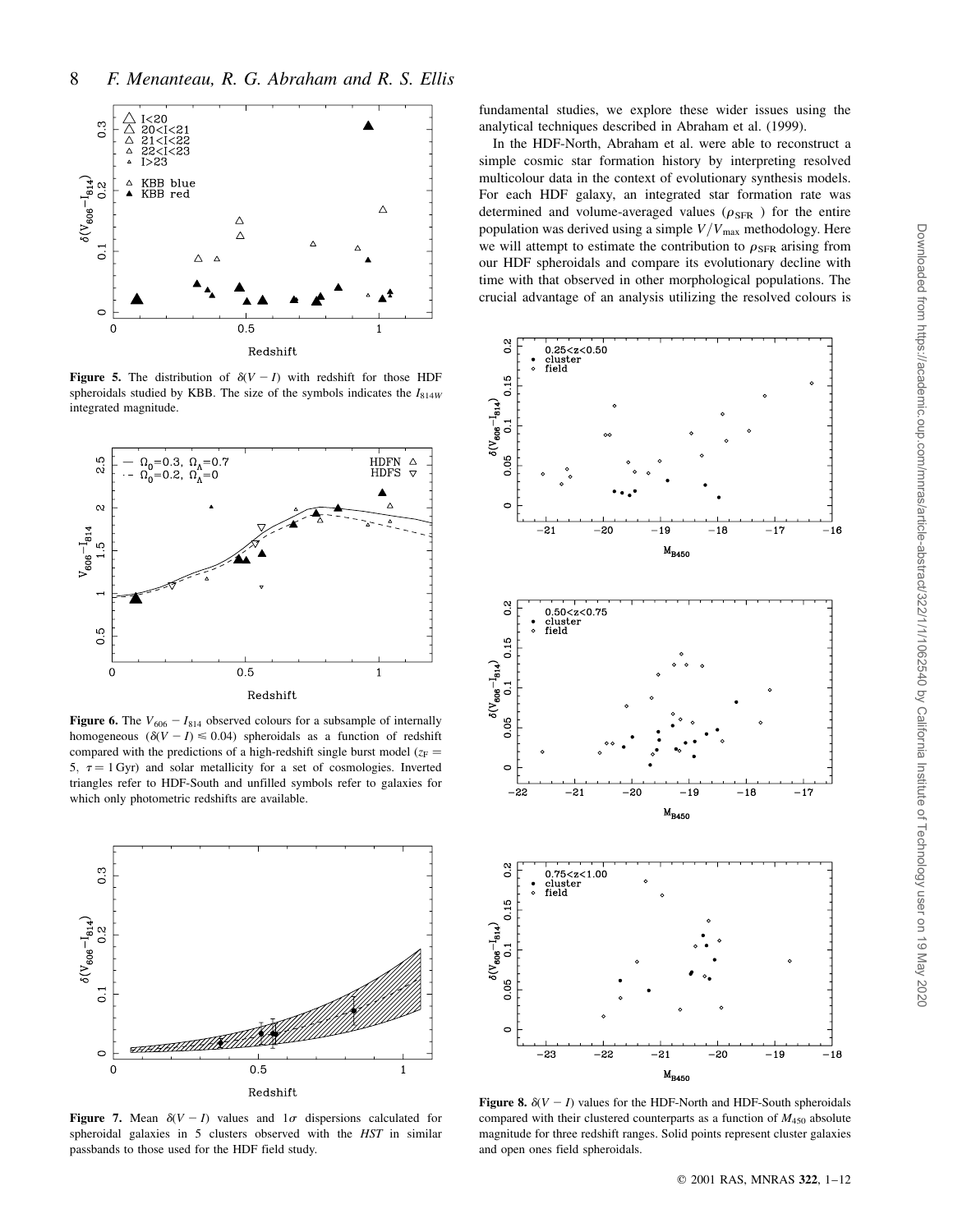**Figure 5.** The distribution of $\delta(V-I)$ with redshift for those HDF spheroidals studied by KBB. The size of the symbols indicates the $I_{814W}$ integrated magnitude.

**Figure 6.** The $V_{606}-I_{814}$ observed colours for a subsample of internally homogeneous ($\delta(V-I) \leqslant 0.04$) spheroidals as a function of redshift compared with the predictions of a high-redshift single burst model ($z_F = 5$, $\tau = 1$ Gyr) and solar metallicity for a set of cosmologies. Inverted triangles refer to HDF-South and unfilled symbols refer to galaxies for which only photometric redshifts are available.

**Figure 7.** Mean $\delta(V-I)$ values and $1\sigma$ dispersions calculated for spheroidal galaxies in 5 clusters observed with the *HST* in similar passbands to those used for the HDF field study.

fundamental studies, we explore these wider issues using the analytical techniques described in Abraham et al. (1999).

In the HDF-North, Abraham et al. were able to reconstruct a simple cosmic star formation history by interpreting resolved multicolour data in the context of evolutionary synthesis models. For each HDF galaxy, an integrated star formation rate was determined and volume-averaged values ($\rho_{\mathrm{SFR}}$) for the entire population was derived using a simple $V/V_{\max}$ methodology. Here we will attempt to estimate the contribution to $\rho_{\mathrm{SFR}}$ arising from our HDF spheroidals and compare its evolutionary decline with time with that observed in other morphological populations. The crucial advantage of an analysis utilizing the resolved colours is

**Figure 8.** $\delta(V-I)$ values for the HDF-North and HDF-South spheroidals compared with their clustered counterparts as a function of $M_{450}$ absolute magnitude for three redshift ranges. Solid points represent cluster galaxies and open ones field spheroidals.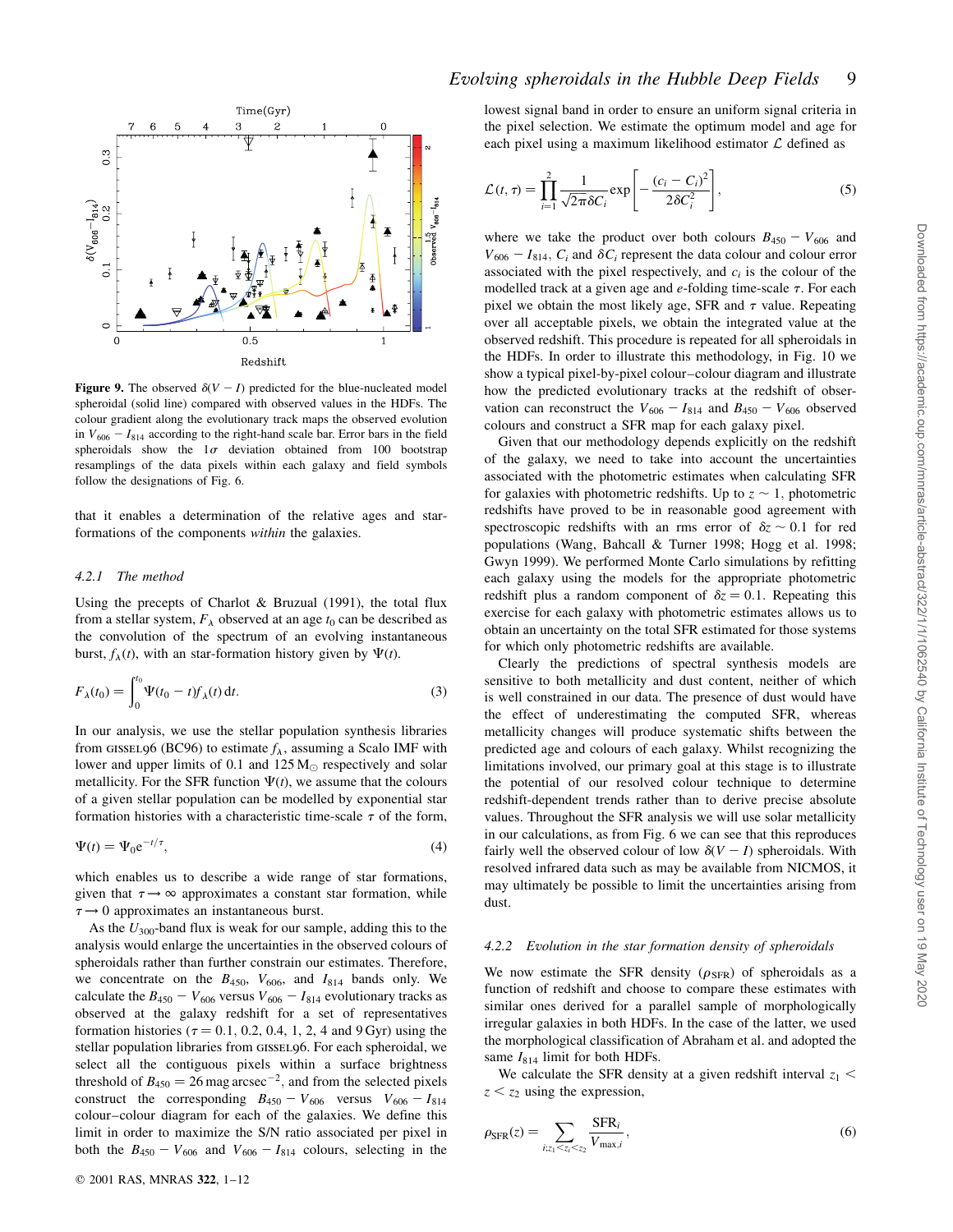**Figure 9.** The observed $\delta(V - I)$ predicted for the blue-nucleated model spheroidal (solid line) compared with observed values in the HDFs. The colour gradient along the evolutionary track maps the observed evolution in $V_{606} - I_{814}$ according to the right-hand scale bar. Error bars in the field spheroidals show the $1\sigma$ deviation obtained from 100 bootstrap resamplings of the data pixels within each galaxy and field symbols follow the designations of Fig. 6.

that it enables a determination of the relative ages and star-formations of the components *within* the galaxies.

### 4.2.1 The method

Using the precepts of Charlot & Bruzual (1991), the total flux from a stellar system, $F_\lambda$ observed at an age $t_0$ can be described as the convolution of the spectrum of an evolving instantaneous burst, $f_\lambda(t)$, with an star-formation history given by $\Psi(t)$.

$$F_\lambda(t_0) = \int_0^{t_0} \Psi(t_0 - t) f_\lambda(t)\,\mathrm{d}t. \tag{3}$$

In our analysis, we use the stellar population synthesis libraries from GISSEL96 (BC96) to estimate $f_\lambda$, assuming a Scalo IMF with lower and upper limits of 0.1 and $125\,\mathrm{M}_\odot$ respectively and solar metallicity. For the SFR function $\Psi(t)$, we assume that the colours of a given stellar population can be modelled by exponential star formation histories with a characteristic time-scale $\tau$ of the form,

$$\Psi(t) = \Psi_0 \mathrm{e}^{-t/\tau}, \tag{4}$$

which enables us to describe a wide range of star formations, given that $\tau \rightarrow \infty$ approximates a constant star formation, while $\tau \rightarrow 0$ approximates an instantaneous burst.

As the $U_{300}$-band flux is weak for our sample, adding this to the analysis would enlarge the uncertainties in the observed colours of spheroidals rather than further constrain our estimates. Therefore, we concentrate on the $B_{450}$, $V_{606}$, and $I_{814}$ bands only. We calculate the $B_{450} - V_{606}$ versus $V_{606} - I_{814}$ evolutionary tracks as observed at the galaxy redshift for a set of representatives formation histories ($\tau = 0.1$, 0.2, 0.4, 1, 2, 4 and 9 Gyr) using the stellar population libraries from GISSEL96. For each spheroidal, we select all the contiguous pixels within a surface brightness threshold of $B_{450} = 26\,\mathrm{mag\,arcsec^{-2}}$, and from the selected pixels construct the corresponding $B_{450} - V_{606}$ versus $V_{606} - I_{814}$ colour–colour diagram for each of the galaxies. We define this limit in order to maximize the S/N ratio associated per pixel in both the $B_{450} - V_{606}$ and $V_{606} - I_{814}$ colours, selecting in the lowest signal band in order to ensure an uniform signal criteria in the pixel selection. We estimate the optimum model and age for each pixel using a maximum likelihood estimator $\mathcal{L}$ defined as

$$\mathcal{L}(t, \tau) = \prod_{i=1}^{2} \frac{1}{\sqrt{2\pi}\delta C_i} \exp\left[-\frac{(c_i - C_i)^2}{2\delta C_i^2}\right], \tag{5}$$

where we take the product over both colours $B_{450} - V_{606}$ and $V_{606} - I_{814}$, $C_i$ and $\delta C_i$ represent the data colour and colour error associated with the pixel respectively, and $c_i$ is the colour of the modelled track at a given age and *e*-folding time-scale $\tau$. For each pixel we obtain the most likely age, SFR and $\tau$ value. Repeating over all acceptable pixels, we obtain the integrated value at the observed redshift. This procedure is repeated for all spheroidals in the HDFs. In order to illustrate this methodology, in Fig. 10 we show a typical pixel-by-pixel colour–colour diagram and illustrate how the predicted evolutionary tracks at the redshift of observation can reconstruct the $V_{606} - I_{814}$ and $B_{450} - V_{606}$ observed colours and construct a SFR map for each galaxy pixel.

Given that our methodology depends explicitly on the redshift of the galaxy, we need to take into account the uncertainties associated with the photometric estimates when calculating SFR for galaxies with photometric redshifts. Up to $z \sim 1$, photometric redshifts have proved to be in reasonable good agreement with spectroscopic redshifts with an rms error of $\delta z \sim 0.1$ for red populations (Wang, Bahcall & Turner 1998; Hogg et al. 1998; Gwyn 1999). We performed Monte Carlo simulations by refitting each galaxy using the models for the appropriate photometric redshift plus a random component of $\delta z = 0.1$. Repeating this exercise for each galaxy with photometric estimates allows us to obtain an uncertainty on the total SFR estimated for those systems for which only photometric redshifts are available.

Clearly the predictions of spectral synthesis models are sensitive to both metallicity and dust content, neither of which is well constrained in our data. The presence of dust would have the effect of underestimating the computed SFR, whereas metallicity changes will produce systematic shifts between the predicted age and colours of each galaxy. Whilst recognizing the limitations involved, our primary goal at this stage is to illustrate the potential of our resolved colour technique to determine redshift-dependent trends rather than to derive precise absolute values. Throughout the SFR analysis we will use solar metallicity in our calculations, as from Fig. 6 we can see that this reproduces fairly well the observed colour of low $\delta(V - I)$ spheroidals. With resolved infrared data such as may be available from NICMOS, it may ultimately be possible to limit the uncertainties arising from dust.

### 4.2.2 Evolution in the star formation density of spheroidals

We now estimate the SFR density ($\rho_{\mathrm{SFR}}$) of spheroidals as a function of redshift and choose to compare these estimates with similar ones derived for a parallel sample of morphologically irregular galaxies in both HDFs. In the case of the latter, we used the morphological classification of Abraham et al. and adopted the same $I_{814}$ limit for both HDFs.

We calculate the SFR density at a given redshift interval $z_1 < z < z_2$ using the expression,

$$\rho_{\mathrm{SFR}}(z) = \sum_{i;z_1<z_i<z_2} \frac{\mathrm{SFR}_i}{V_{\max,i}}, \tag{6}$$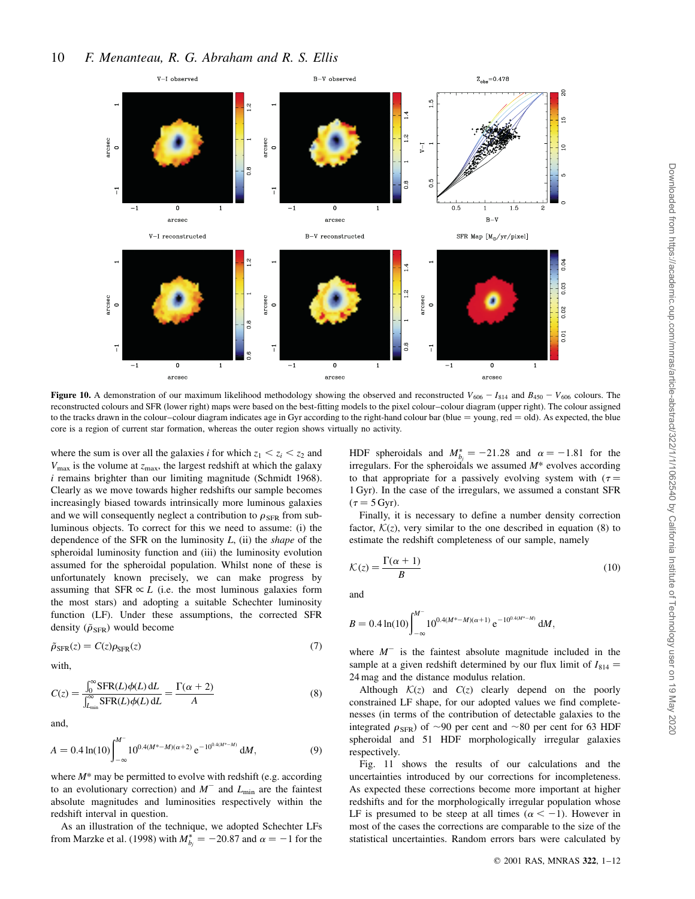**Figure 10.** A demonstration of our maximum likelihood methodology showing the observed and reconstructed $V_{606} - I_{814}$ and $B_{450} - V_{606}$ colours. The reconstructed colours and SFR (lower right) maps were based on the best-fitting models to the pixel colour–colour diagram (upper right). The colour assigned to the tracks drawn in the colour–colour diagram indicates age in Gyr according to the right-hand colour bar (blue = young, red = old). As expected, the blue core is a region of current star formation, whereas the outer region shows virtually no activity.

where the sum is over all the galaxies $i$ for which $z_1 < z_i < z_2$ and $V_{\max}$ is the volume at $z_{\max}$, the largest redshift at which the galaxy $i$ remains brighter than our limiting magnitude (Schmidt 1968). Clearly as we move towards higher redshifts our sample becomes increasingly biased towards intrinsically more luminous galaxies and we will consequently neglect a contribution to $\rho_{\rm SFR}$ from sub-luminous objects. To correct for this we need to assume: (i) the dependence of the SFR on the luminosity $L$, (ii) the *shape* of the spheroidal luminosity function and (iii) the luminosity evolution assumed for the spheroidal population. Whilst none of these is unfortunately known precisely, we can make progress by assuming that SFR $\propto L$ (i.e. the most luminous galaxies form the most stars) and adopting a suitable Schechter luminosity function (LF). Under these assumptions, the corrected SFR density ($\tilde{\rho}_{\rm SFR}$) would become

$$\tilde{\rho}_{\rm SFR}(z) = C(z)\rho_{\rm SFR}(z) \tag{7}$$

with,

$$C(z) = \frac{\int_0^{\infty} {\rm SFR}(L)\phi(L)\,{\rm d}L}{\int_{L_{\min}}^{\infty} {\rm SFR}(L)\phi(L)\,{\rm d}L} = \frac{\Gamma(\alpha+2)}{A} \tag{8}$$

and,

$$A = 0.4\ln(10)\int_{-\infty}^{M^-} 10^{0.4(M^*-M)(\alpha+2)}\,{\rm e}^{-10^{0.4(M^*-M)}}\,{\rm d}M, \tag{9}$$

where $M^*$ may be permitted to evolve with redshift (e.g. according to an evolutionary correction) and $M^-$ and $L_{\min}$ are the faintest absolute magnitudes and luminosities respectively within the redshift interval in question.

As an illustration of the technique, we adopted Schechter LFs from Marzke et al. (1998) with $M^*_{b_j} = -20.87$ and $\alpha = -1$ for the HDF spheroidals and $M^*_{b_j} = -21.28$ and $\alpha = -1.81$ for the irregulars. For the spheroidals we assumed $M^*$ evolves according to that appropriate for a passively evolving system with ($\tau = 1$ Gyr). In the case of the irregulars, we assumed a constant SFR ($\tau = 5$ Gyr).

Finally, it is necessary to define a number density correction factor, $\mathcal{K}(z)$, very similar to the one described in equation (8) to estimate the redshift completeness of our sample, namely

$$\mathcal{K}(z) = \frac{\Gamma(\alpha+1)}{B} \tag{10}$$

and

$$B = 0.4\ln(10)\int_{-\infty}^{M^-} 10^{0.4(M^*-M)(\alpha+1)}\,{\rm e}^{-10^{0.4(M^*-M)}}\,{\rm d}M,$$

where $M^-$ is the faintest absolute magnitude included in the sample at a given redshift determined by our flux limit of $I_{814} = 24$ mag and the distance modulus relation.

Although $\mathcal{K}(z)$ and $C(z)$ clearly depend on the poorly constrained LF shape, for our adopted values we find completenesses (in terms of the contribution of detectable galaxies to the integrated $\rho_{\rm SFR}$) of ~90 per cent and ~80 per cent for 63 HDF spheroidal and 51 HDF morphologically irregular galaxies respectively.

Fig. 11 shows the results of our calculations and the uncertainties introduced by our corrections for incompleteness. As expected these corrections become more important at higher redshifts and for the morphologically irregular population whose LF is presumed to be steep at all times ($\alpha < -1$). However in most of the cases the corrections are comparable to the size of the statistical uncertainties. Random errors bars were calculated by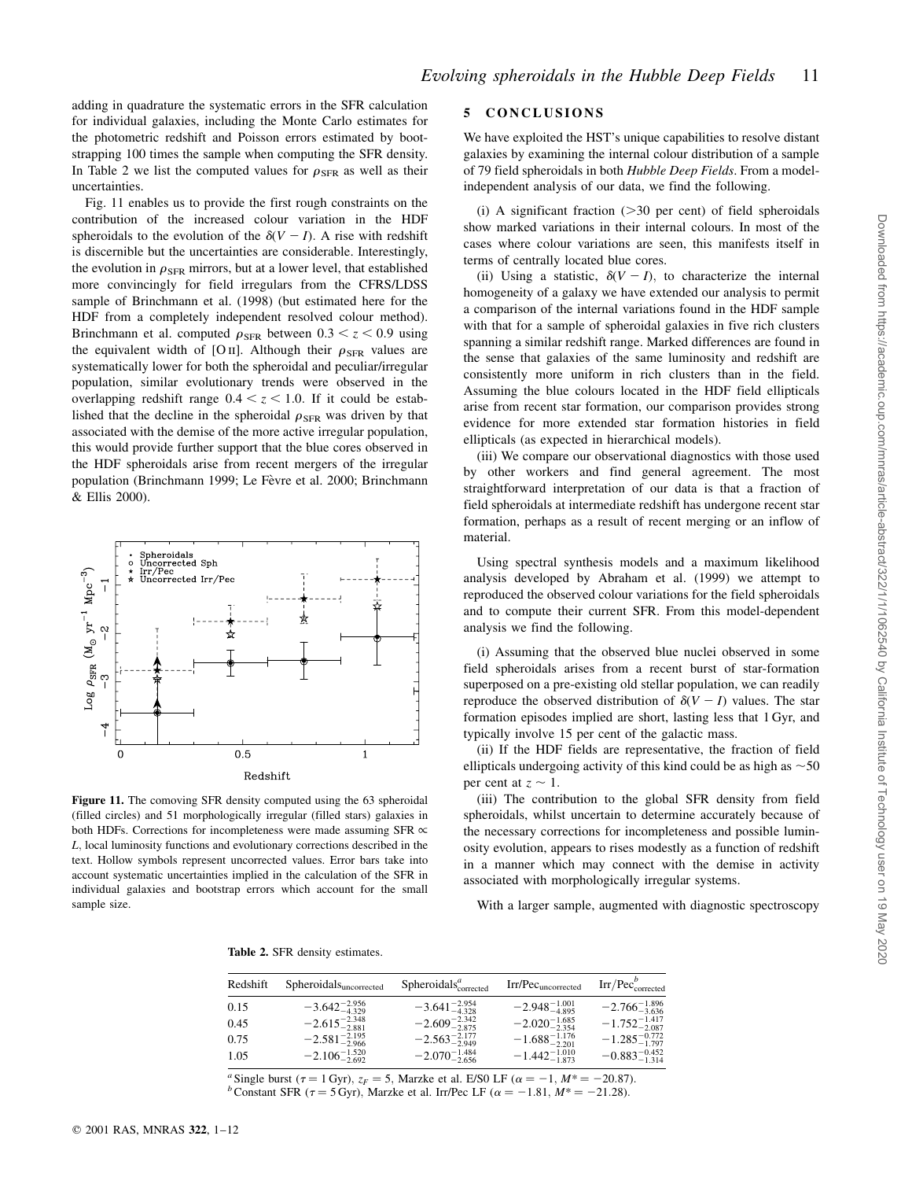adding in quadrature the systematic errors in the SFR calculation for individual galaxies, including the Monte Carlo estimates for the photometric redshift and Poisson errors estimated by bootstrapping 100 times the sample when computing the SFR density. In Table 2 we list the computed values for $\rho_{\rm SFR}$ as well as their uncertainties.

Fig. 11 enables us to provide the first rough constraints on the contribution of the increased colour variation in the HDF spheroidals to the evolution of the $\delta(V-I)$. A rise with redshift is discernible but the uncertainties are considerable. Interestingly, the evolution in $\rho_{\rm SFR}$ mirrors, but at a lower level, that established more convincingly for field irregulars from the CFRS/LDSS sample of Brinchmann et al. (1998) (but estimated here for the HDF from a completely independent resolved colour method). Brinchmann et al. computed $\rho_{\rm SFR}$ between $0.3 < z < 0.9$ using the equivalent width of [O II]. Although their $\rho_{\rm SFR}$ values are systematically lower for both the spheroidal and peculiar/irregular population, similar evolutionary trends were observed in the overlapping redshift range $0.4 < z < 1.0$. If it could be established that the decline in the spheroidal $\rho_{\rm SFR}$ was driven by that associated with the demise of the more active irregular population, this would provide further support that the blue cores observed in the HDF spheroidals arise from recent mergers of the irregular population (Brinchmann 1999; Le Fèvre et al. 2000; Brinchmann & Ellis 2000).

**Figure 11.** The comoving SFR density computed using the 63 spheroidal (filled circles) and 51 morphologically irregular (filled stars) galaxies in both HDFs. Corrections for incompleteness were made assuming SFR $\propto$ $L$, local luminosity functions and evolutionary corrections described in the text. Hollow symbols represent uncorrected values. Error bars take into account systematic uncertainties implied in the calculation of the SFR in individual galaxies and bootstrap errors which account for the small sample size.

## 5 CONCLUSIONS

We have exploited the HST's unique capabilities to resolve distant galaxies by examining the internal colour distribution of a sample of 79 field spheroidals in both *Hubble Deep Fields*. From a model-independent analysis of our data, we find the following.

(i) A significant fraction (>30 per cent) of field spheroidals show marked variations in their internal colours. In most of the cases where colour variations are seen, this manifests itself in terms of centrally located blue cores.

(ii) Using a statistic, $\delta(V-I)$, to characterize the internal homogeneity of a galaxy we have extended our analysis to permit a comparison of the internal variations found in the HDF sample with that for a sample of spheroidal galaxies in five rich clusters spanning a similar redshift range. Marked differences are found in the sense that galaxies of the same luminosity and redshift are consistently more uniform in rich clusters than in the field. Assuming the blue colours located in the HDF field ellipticals arise from recent star formation, our comparison provides strong evidence for more extended star formation histories in field ellipticals (as expected in hierarchical models).

(iii) We compare our observational diagnostics with those used by other workers and find general agreement. The most straightforward interpretation of our data is that a fraction of field spheroidals at intermediate redshift has undergone recent star formation, perhaps as a result of recent merging or an inflow of material.

Using spectral synthesis models and a maximum likelihood analysis developed by Abraham et al. (1999) we attempt to reproduced the observed colour variations for the field spheroidals and to compute their current SFR. From this model-dependent analysis we find the following.

(i) Assuming that the observed blue nuclei observed in some field spheroidals arises from a recent burst of star-formation superposed on a pre-existing old stellar population, we can readily reproduce the observed distribution of $\delta(V-I)$ values. The star formation episodes implied are short, lasting less that 1 Gyr, and typically involve 15 per cent of the galactic mass.

(ii) If the HDF fields are representative, the fraction of field ellipticals undergoing activity of this kind could be as high as ~50 per cent at $z\sim 1$.

(iii) The contribution to the global SFR density from field spheroidals, whilst uncertain to determine accurately because of the necessary corrections for incompleteness and possible luminosity evolution, appears to rises modestly as a function of redshift in a manner which may connect with the demise in activity associated with morphologically irregular systems.

With a larger sample, augmented with diagnostic spectroscopy

**Table 2.** SFR density estimates.

| Redshift | Spheroidals$_{\rm uncorrected}$ | Spheroidals$^{a}_{\rm corrected}$ | Irr/Pec$_{\rm uncorrected}$ | Irr/Pec$^{b}_{\rm corrected}$ |
|---|---|---|---|---|
| 0.15 | $-3.642^{-2.956}_{-4.329}$ | $-3.641^{-2.954}_{-4.328}$ | $-2.948^{-1.001}_{-4.895}$ | $-2.766^{-1.896}_{-3.636}$ |
| 0.45 | $-2.615^{-2.348}_{-2.881}$ | $-2.609^{-2.342}_{-2.875}$ | $-2.020^{-1.685}_{-2.354}$ | $-1.752^{-1.417}_{-2.087}$ |
| 0.75 | $-2.581^{-2.195}_{-2.966}$ | $-2.563^{-2.177}_{-2.949}$ | $-1.688^{-1.176}_{-2.201}$ | $-1.285^{-0.772}_{-1.797}$ |
| 1.05 | $-2.106^{-1.520}_{-2.692}$ | $-2.070^{-1.484}_{-2.656}$ | $-1.442^{-1.010}_{-1.873}$ | $-0.883^{-0.452}_{-1.314}$ |

[a] Single burst ($\tau = 1$ Gyr), $z_F = 5$, Marzke et al. E/S0 LF ($\alpha = -1$, $M^* = -20.87$).
[b] Constant SFR ($\tau = 5$ Gyr), Marzke et al. Irr/Pec LF ($\alpha = -1.81$, $M^* = -21.28$).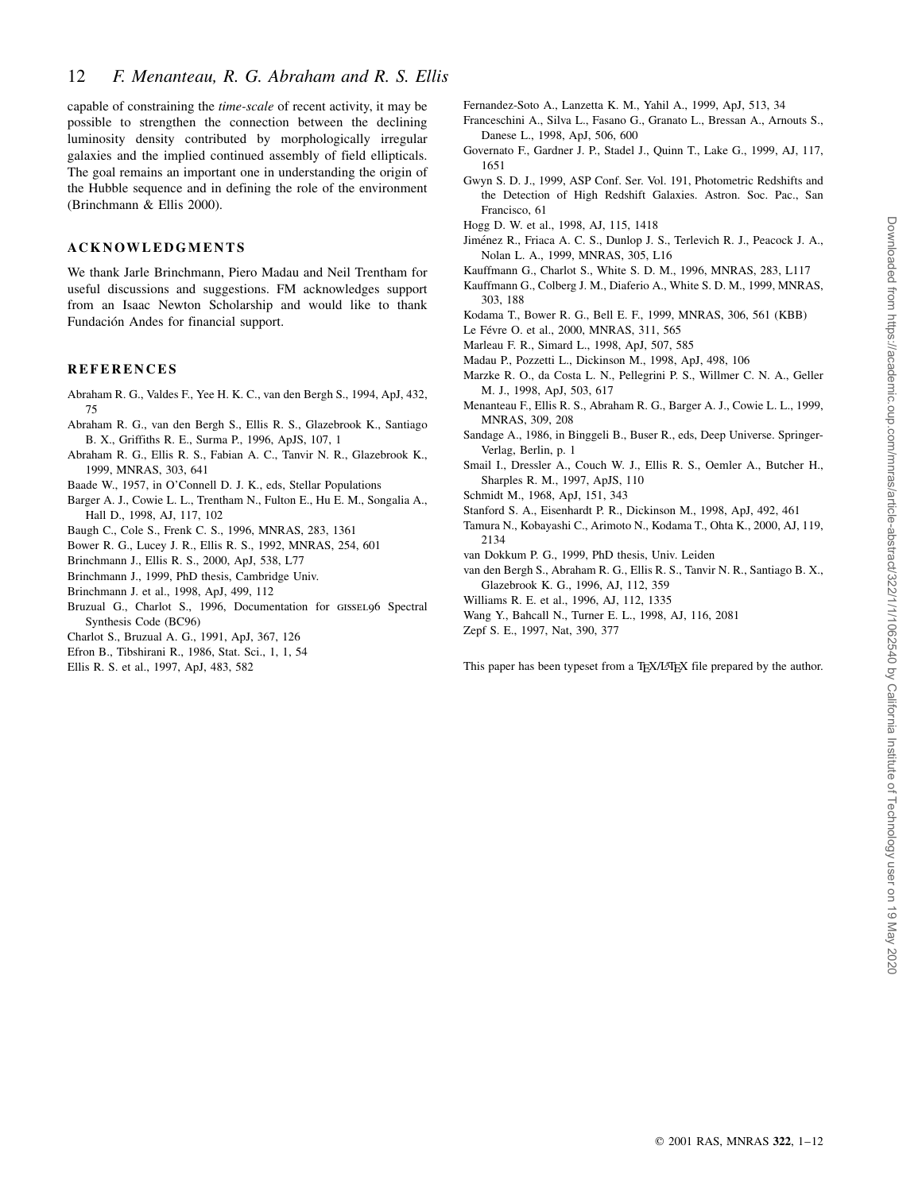capable of constraining the *time-scale* of recent activity, it may be possible to strengthen the connection between the declining luminosity density contributed by morphologically irregular galaxies and the implied continued assembly of field ellipticals. The goal remains an important one in understanding the origin of the Hubble sequence and in defining the role of the environment (Brinchmann & Ellis 2000).

## ACKNOWLEDGMENTS

We thank Jarle Brinchmann, Piero Madau and Neil Trentham for useful discussions and suggestions. FM acknowledges support from an Isaac Newton Scholarship and would like to thank Fundación Andes for financial support.

## REFERENCES

Abraham R. G., Valdes F., Yee H. K. C., van den Bergh S., 1994, ApJ, 432, 75

Abraham R. G., van den Bergh S., Ellis R. S., Glazebrook K., Santiago B. X., Griffiths R. E., Surma P., 1996, ApJS, 107, 1

Abraham R. G., Ellis R. S., Fabian A. C., Tanvir N. R., Glazebrook K., 1999, MNRAS, 303, 641

Baade W., 1957, in O'Connell D. J. K., eds, Stellar Populations

Barger A. J., Cowie L. L., Trentham N., Fulton E., Hu E. M., Songalia A., Hall D., 1998, AJ, 117, 102

Baugh C., Cole S., Frenk C. S., 1996, MNRAS, 283, 1361

Bower R. G., Lucey J. R., Ellis R. S., 1992, MNRAS, 254, 601

Brinchmann J., Ellis R. S., 2000, ApJ, 538, L77

Brinchmann J., 1999, PhD thesis, Cambridge Univ.

Brinchmann J. et al., 1998, ApJ, 499, 112

Bruzual G., Charlot S., 1996, Documentation for GISSEL96 Spectral Synthesis Code (BC96)

Charlot S., Bruzual A. G., 1991, ApJ, 367, 126

Efron B., Tibshirani R., 1986, Stat. Sci., 1, 1, 54

Ellis R. S. et al., 1997, ApJ, 483, 582

Fernandez-Soto A., Lanzetta K. M., Yahil A., 1999, ApJ, 513, 34

Franceschini A., Silva L., Fasano G., Granato L., Bressan A., Arnouts S., Danese L., 1998, ApJ, 506, 600

Governato F., Gardner J. P., Stadel J., Quinn T., Lake G., 1999, AJ, 117, 1651

Gwyn S. D. J., 1999, ASP Conf. Ser. Vol. 191, Photometric Redshifts and the Detection of High Redshift Galaxies. Astron. Soc. Pac., San Francisco, 61

Hogg D. W. et al., 1998, AJ, 115, 1418

Jiménez R., Friaca A. C. S., Dunlop J. S., Terlevich R. J., Peacock J. A., Nolan L. A., 1999, MNRAS, 305, L16

Kauffmann G., Charlot S., White S. D. M., 1996, MNRAS, 283, L117

Kauffmann G., Colberg J. M., Diaferio A., White S. D. M., 1999, MNRAS, 303, 188

Kodama T., Bower R. G., Bell E. F., 1999, MNRAS, 306, 561 (KBB)

Le Févre O. et al., 2000, MNRAS, 311, 565

Marleau F. R., Simard L., 1998, ApJ, 507, 585

Madau P., Pozzetti L., Dickinson M., 1998, ApJ, 498, 106

Marzke R. O., da Costa L. N., Pellegrini P. S., Willmer C. N. A., Geller M. J., 1998, ApJ, 503, 617

Menanteau F., Ellis R. S., Abraham R. G., Barger A. J., Cowie L. L., 1999, MNRAS, 309, 208

Sandage A., 1986, in Binggeli B., Buser R., eds, Deep Universe. Springer-Verlag, Berlin, p. 1

Smail I., Dressler A., Couch W. J., Ellis R. S., Oemler A., Butcher H., Sharples R. M., 1997, ApJS, 110

Schmidt M., 1968, ApJ, 151, 343

Stanford S. A., Eisenhardt P. R., Dickinson M., 1998, ApJ, 492, 461

Tamura N., Kobayashi C., Arimoto N., Kodama T., Ohta K., 2000, AJ, 119, 2134

van Dokkum P. G., 1999, PhD thesis, Univ. Leiden

van den Bergh S., Abraham R. G., Ellis R. S., Tanvir N. R., Santiago B. X., Glazebrook K. G., 1996, AJ, 112, 359

Williams R. E. et al., 1996, AJ, 112, 1335

Wang Y., Bahcall N., Turner E. L., 1998, AJ, 116, 2081

Zepf S. E., 1997, Nat, 390, 377

This paper has been typeset from a TEX/LATEX file prepared by the author.